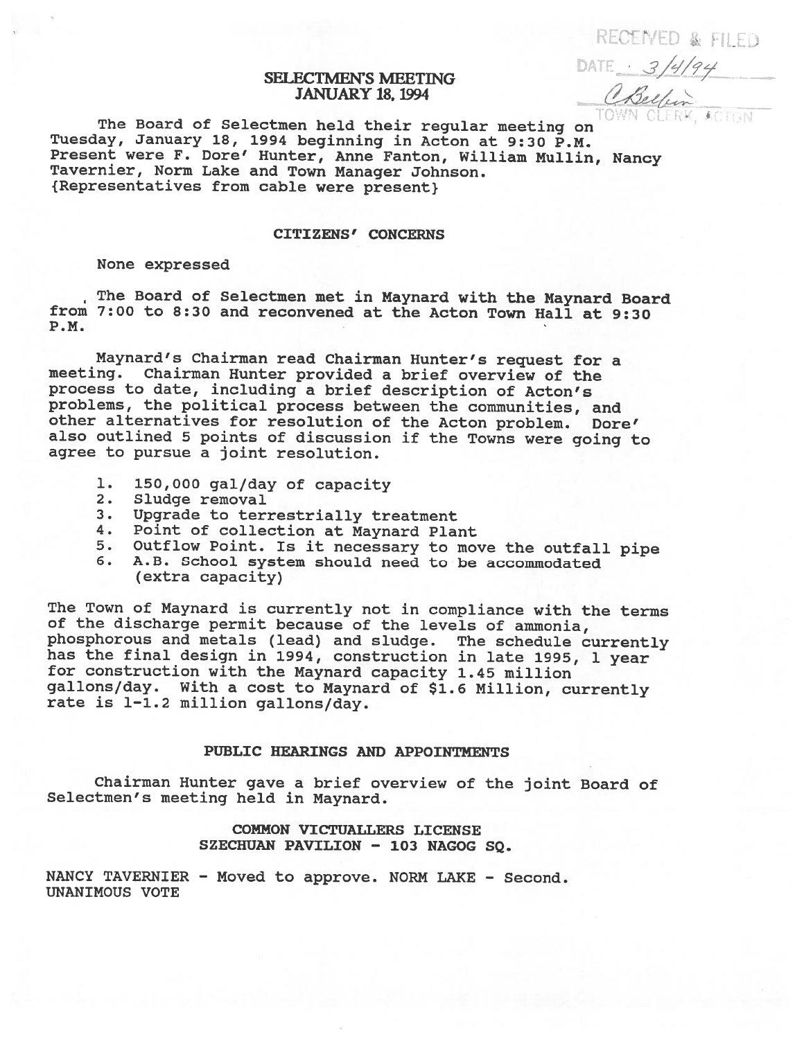RECEIVED & FILED
DATE 3/4/94
C Belfin
TOWN CLERK, ACTON

# SELECTMEN'S MEETING
# JANUARY 18, 1994

The Board of Selectmen held their regular meeting on Tuesday, January 18, 1994 beginning in Acton at 9:30 P.M. Present were F. Dore' Hunter, Anne Fanton, William Mullin, Nancy Tavernier, Norm Lake and Town Manager Johnson. {Representatives from cable were present}

## CITIZENS' CONCERNS

None expressed

The Board of Selectmen met in Maynard with the Maynard Board from 7:00 to 8:30 and reconvened at the Acton Town Hall at 9:30 P.M.

Maynard's Chairman read Chairman Hunter's request for a meeting. Chairman Hunter provided a brief overview of the process to date, including a brief description of Acton's problems, the political process between the communities, and other alternatives for resolution of the Acton problem. Dore' also outlined 5 points of discussion if the Towns were going to agree to pursue a joint resolution.

1. 150,000 gal/day of capacity
2. Sludge removal
3. Upgrade to terrestrially treatment
4. Point of collection at Maynard Plant
5. Outflow Point. Is it necessary to move the outfall pipe
6. A.B. School system should need to be accommodated (extra capacity)

The Town of Maynard is currently not in compliance with the terms of the discharge permit because of the levels of ammonia, phosphorous and metals (lead) and sludge. The schedule currently has the final design in 1994, construction in late 1995, 1 year for construction with the Maynard capacity 1.45 million gallons/day. With a cost to Maynard of $1.6 Million, currently rate is 1-1.2 million gallons/day.

## PUBLIC HEARINGS AND APPOINTMENTS

Chairman Hunter gave a brief overview of the joint Board of Selectmen's meeting held in Maynard.

### COMMON VICTUALLERS LICENSE
### SZECHUAN PAVILION - 103 NAGOG SQ.

NANCY TAVERNIER - Moved to approve. NORM LAKE - Second.
UNANIMOUS VOTE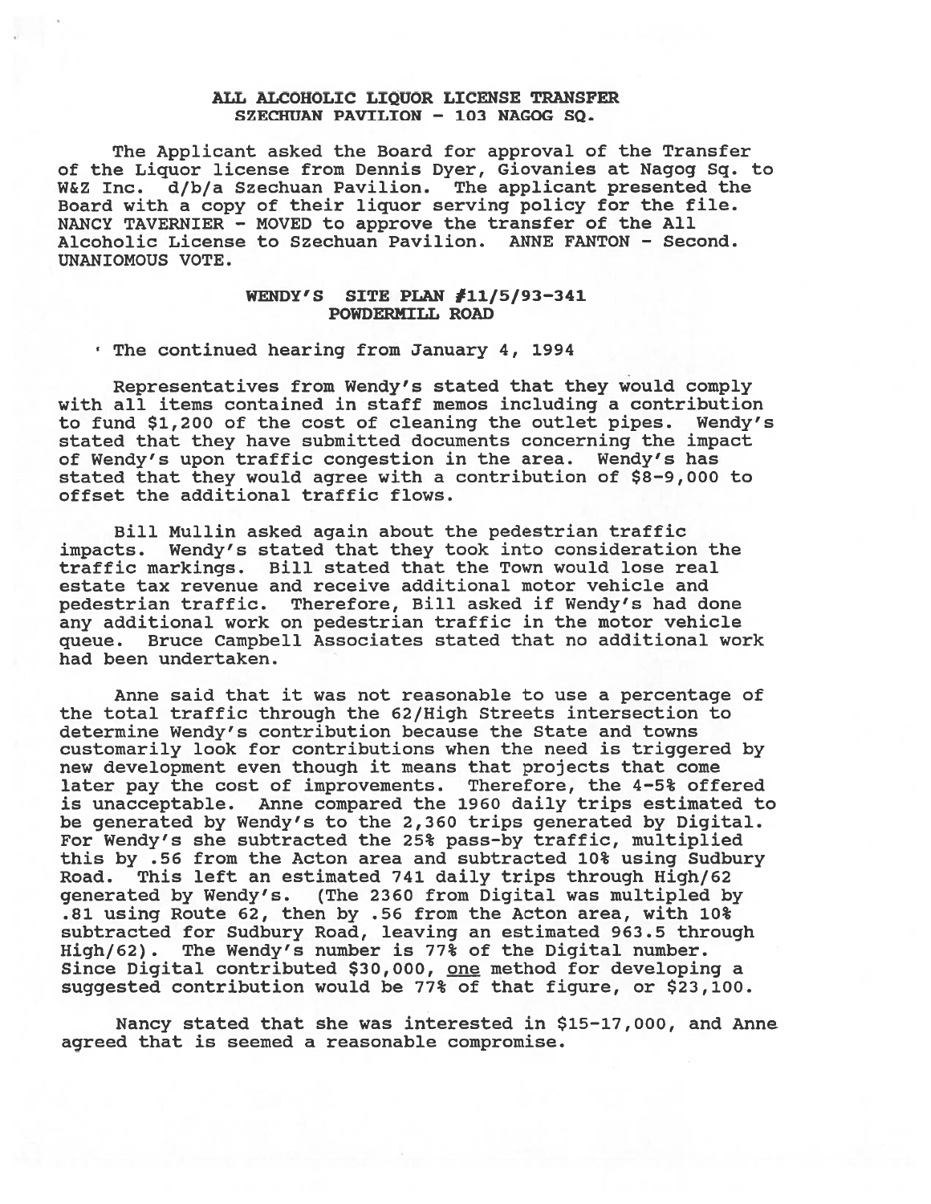**ALL ALCOHOLIC LIQUOR LICENSE TRANSFER**
**SZECHUAN PAVILION - 103 NAGOG SQ.**

The Applicant asked the Board for approval of the Transfer of the Liquor license from Dennis Dyer, Giovanies at Nagog Sq. to W&Z Inc. d/b/a Szechuan Pavilion. The applicant presented the Board with a copy of their liquor serving policy for the file. NANCY TAVERNIER - MOVED to approve the transfer of the All Alcoholic License to Szechuan Pavilion. ANNE FANTON - Second. UNANIOMOUS VOTE.

**WENDY'S SITE PLAN #11/5/93-341**
**POWDERMILL ROAD**

The continued hearing from January 4, 1994

Representatives from Wendy's stated that they would comply with all items contained in staff memos including a contribution to fund $1,200 of the cost of cleaning the outlet pipes. Wendy's stated that they have submitted documents concerning the impact of Wendy's upon traffic congestion in the area. Wendy's has stated that they would agree with a contribution of $8-9,000 to offset the additional traffic flows.

Bill Mullin asked again about the pedestrian traffic impacts. Wendy's stated that they took into consideration the traffic markings. Bill stated that the Town would lose real estate tax revenue and receive additional motor vehicle and pedestrian traffic. Therefore, Bill asked if Wendy's had done any additional work on pedestrian traffic in the motor vehicle queue. Bruce Campbell Associates stated that no additional work had been undertaken.

Anne said that it was not reasonable to use a percentage of the total traffic through the 62/High Streets intersection to determine Wendy's contribution because the State and towns customarily look for contributions when the need is triggered by new development even though it means that projects that come later pay the cost of improvements. Therefore, the 4-5% offered is unacceptable. Anne compared the 1960 daily trips estimated to be generated by Wendy's to the 2,360 trips generated by Digital. For Wendy's she subtracted the 25% pass-by traffic, multiplied this by .56 from the Acton area and subtracted 10% using Sudbury Road. This left an estimated 741 daily trips through High/62 generated by Wendy's. (The 2360 from Digital was multipled by .81 using Route 62, then by .56 from the Acton area, with 10% subtracted for Sudbury Road, leaving an estimated 963.5 through High/62). The Wendy's number is 77% of the Digital number. Since Digital contributed $30,000, <u>one</u> method for developing a suggested contribution would be 77% of that figure, or $23,100.

Nancy stated that she was interested in $15-17,000, and Anne agreed that is seemed a reasonable compromise.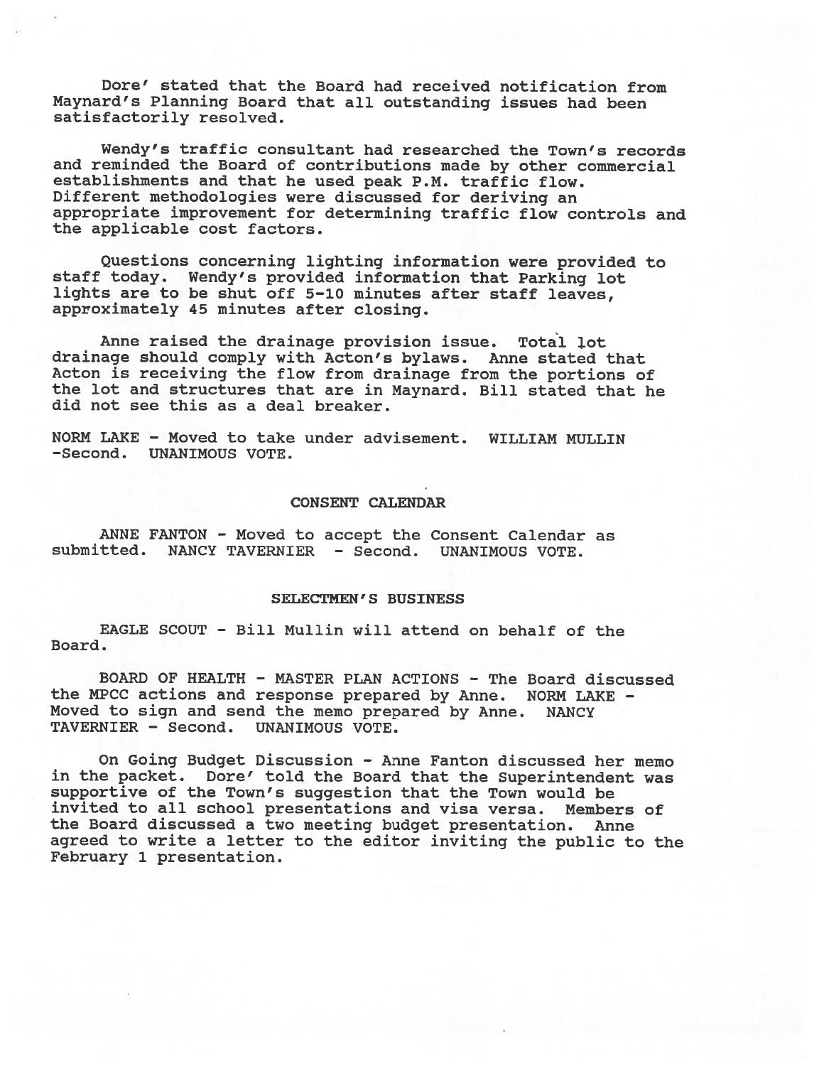Dore' stated that the Board had received notification from Maynard's Planning Board that all outstanding issues had been satisfactorily resolved.

Wendy's traffic consultant had researched the Town's records and reminded the Board of contributions made by other commercial establishments and that he used peak P.M. traffic flow. Different methodologies were discussed for deriving an appropriate improvement for determining traffic flow controls and the applicable cost factors.

Questions concerning lighting information were provided to staff today. Wendy's provided information that Parking lot lights are to be shut off 5-10 minutes after staff leaves, approximately 45 minutes after closing.

Anne raised the drainage provision issue. Total lot drainage should comply with Acton's bylaws. Anne stated that Acton is receiving the flow from drainage from the portions of the lot and structures that are in Maynard. Bill stated that he did not see this as a deal breaker.

NORM LAKE - Moved to take under advisement. WILLIAM MULLIN -Second. UNANIMOUS VOTE.

## CONSENT CALENDAR

ANNE FANTON - Moved to accept the Consent Calendar as submitted. NANCY TAVERNIER - Second. UNANIMOUS VOTE.

## SELECTMEN'S BUSINESS

EAGLE SCOUT - Bill Mullin will attend on behalf of the Board.

BOARD OF HEALTH - MASTER PLAN ACTIONS - The Board discussed the MPCC actions and response prepared by Anne. NORM LAKE - Moved to sign and send the memo prepared by Anne. NANCY TAVERNIER - Second. UNANIMOUS VOTE.

On Going Budget Discussion - Anne Fanton discussed her memo in the packet. Dore' told the Board that the Superintendent was supportive of the Town's suggestion that the Town would be invited to all school presentations and visa versa. Members of the Board discussed a two meeting budget presentation. Anne agreed to write a letter to the editor inviting the public to the February 1 presentation.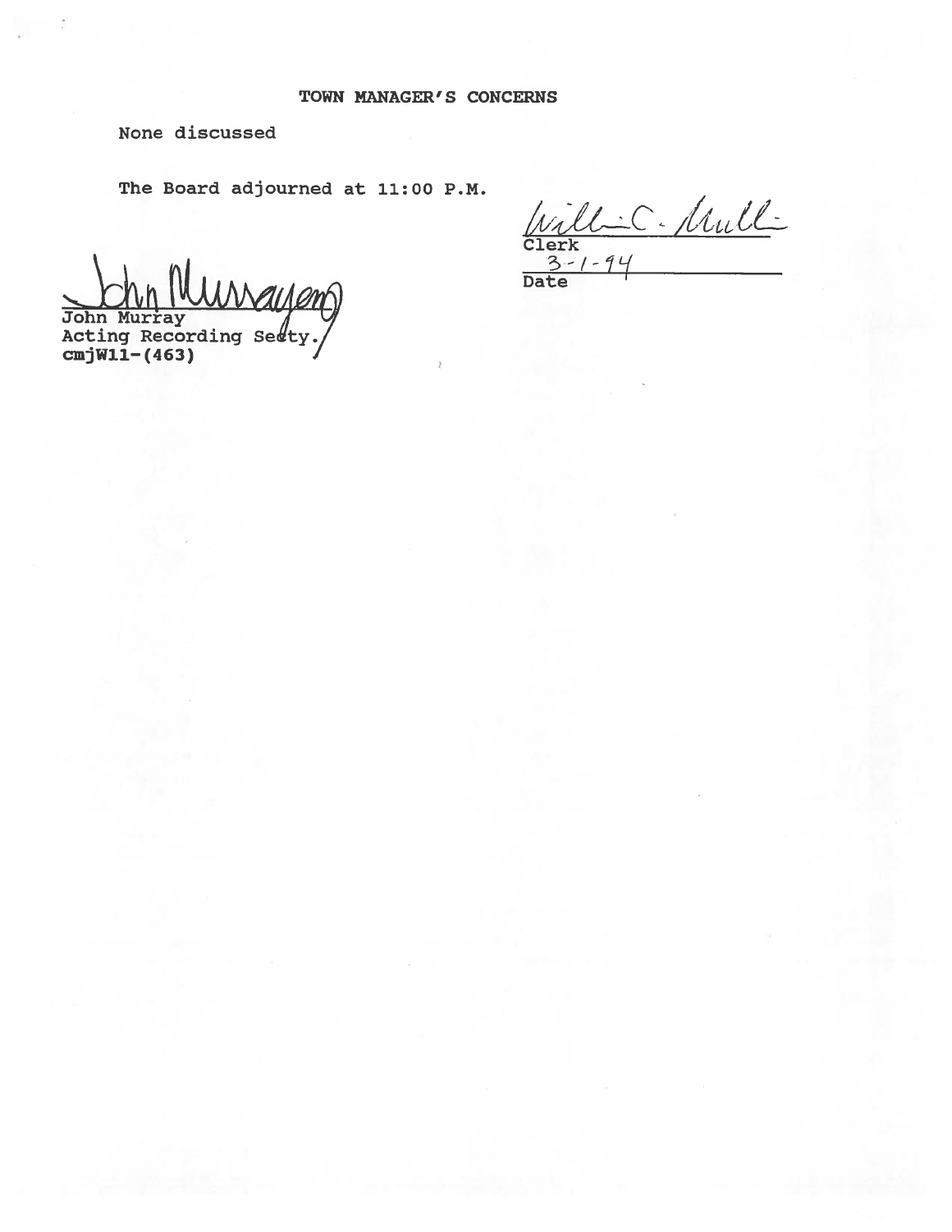### TOWN MANAGER'S CONCERNS

None discussed

The Board adjourned at 11:00 P.M.

William C. Mullin
Clerk
3-1-94
Date

John Murray
John Murray
Acting Recording Secty.
**cmjW11-(463)**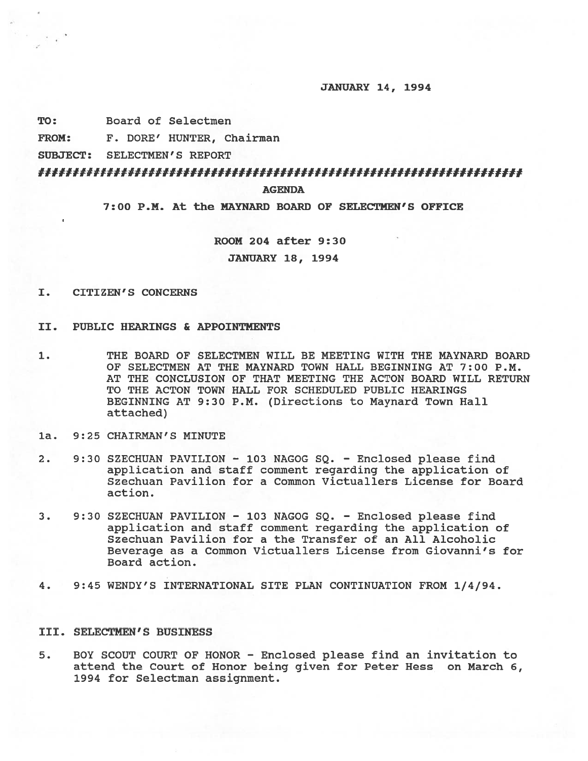JANUARY 14, 1994

**TO:** Board of Selectmen

**FROM:** F. DORE' HUNTER, Chairman

**SUBJECT:** SELECTMEN'S REPORT

########################################################################

**AGENDA**

**7:00 P.M. At the MAYNARD BOARD OF SELECTMEN'S OFFICE**

**ROOM 204 after 9:30**

**JANUARY 18, 1994**

## I. CITIZEN'S CONCERNS

## II. PUBLIC HEARINGS & APPOINTMENTS

1. THE BOARD OF SELECTMEN WILL BE MEETING WITH THE MAYNARD BOARD OF SELECTMEN AT THE MAYNARD TOWN HALL BEGINNING AT 7:00 P.M. AT THE CONCLUSION OF THAT MEETING THE ACTON BOARD WILL RETURN TO THE ACTON TOWN HALL FOR SCHEDULED PUBLIC HEARINGS BEGINNING AT 9:30 P.M. (Directions to Maynard Town Hall attached)

1a. 9:25 CHAIRMAN'S MINUTE

2. 9:30 SZECHUAN PAVILION - 103 NAGOG SQ. - Enclosed please find application and staff comment regarding the application of Szechuan Pavilion for a Common Victuallers License for Board action.

3. 9:30 SZECHUAN PAVILION - 103 NAGOG SQ. - Enclosed please find application and staff comment regarding the application of Szechuan Pavilion for a the Transfer of an All Alcoholic Beverage as a Common Victuallers License from Giovanni's for Board action.

4. 9:45 WENDY'S INTERNATIONAL SITE PLAN CONTINUATION FROM 1/4/94.

## III. SELECTMEN'S BUSINESS

5. BOY SCOUT COURT OF HONOR - Enclosed please find an invitation to attend the Court of Honor being given for Peter Hess on March 6, 1994 for Selectman assignment.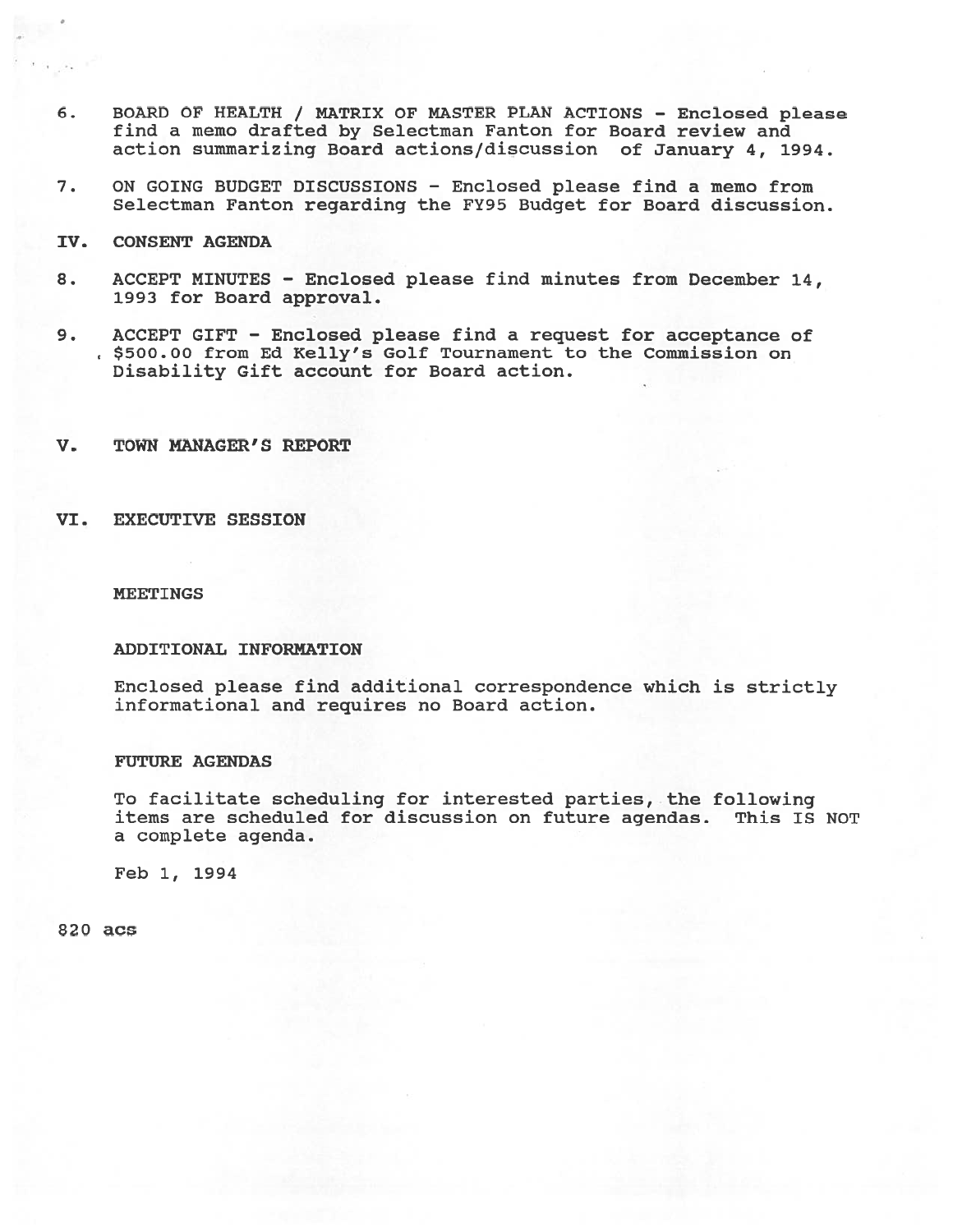6. BOARD OF HEALTH / MATRIX OF MASTER PLAN ACTIONS - Enclosed please find a memo drafted by Selectman Fanton for Board review and action summarizing Board actions/discussion of January 4, 1994.

7. ON GOING BUDGET DISCUSSIONS - Enclosed please find a memo from Selectman Fanton regarding the FY95 Budget for Board discussion.

## IV. CONSENT AGENDA

8. ACCEPT MINUTES - Enclosed please find minutes from December 14, 1993 for Board approval.

9. ACCEPT GIFT - Enclosed please find a request for acceptance of $500.00 from Ed Kelly's Golf Tournament to the Commission on Disability Gift account for Board action.

## V. TOWN MANAGER'S REPORT

## VI. EXECUTIVE SESSION

### MEETINGS

### ADDITIONAL INFORMATION

Enclosed please find additional correspondence which is strictly informational and requires no Board action.

### FUTURE AGENDAS

To facilitate scheduling for interested parties, the following items are scheduled for discussion on future agendas. This IS NOT a complete agenda.

Feb 1, 1994

820 acs